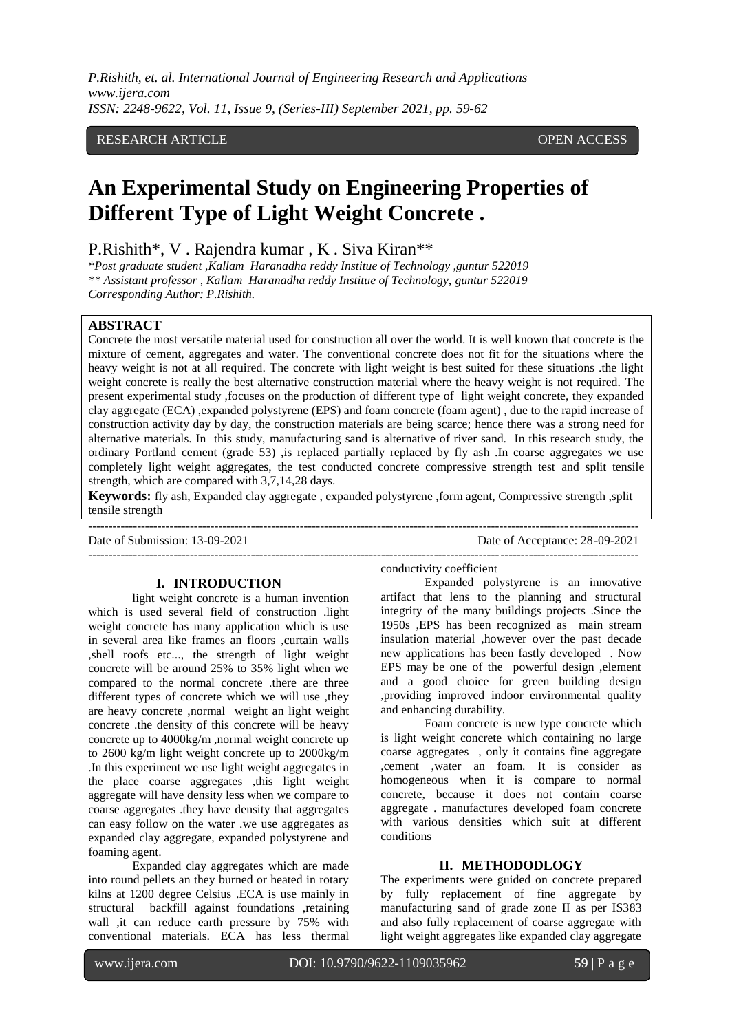RESEARCH ARTICLE OPEN ACCESS

# An Experimental Study on Engineering Properties of Different Type of Light Weight Concrete .

P.Rishith*, V . Rajendra kumar , K . Siva Kiran**

*\*Post graduate student ,Kallam Haranadha reddy Institue of Technology ,guntur 522019*
*\*\* Assistant professor , Kallam Haranadha reddy Institue of Technology, guntur 522019*
*Corresponding Author: P.Rishith.*

## ABSTRACT

Concrete the most versatile material used for construction all over the world. It is well known that concrete is the mixture of cement, aggregates and water. The conventional concrete does not fit for the situations where the heavy weight is not at all required. The concrete with light weight is best suited for these situations .the light weight concrete is really the best alternative construction material where the heavy weight is not required. The present experimental study ,focuses on the production of different type of light weight concrete, they expanded clay aggregate (ECA) ,expanded polystyrene (EPS) and foam concrete (foam agent) , due to the rapid increase of construction activity day by day, the construction materials are being scarce; hence there was a strong need for alternative materials. In this study, manufacturing sand is alternative of river sand. In this research study, the ordinary Portland cement (grade 53) ,is replaced partially replaced by fly ash .In coarse aggregates we use completely light weight aggregates, the test conducted concrete compressive strength test and split tensile strength, which are compared with 3,7,14,28 days.

**Keywords:** fly ash, Expanded clay aggregate , expanded polystyrene ,form agent, Compressive strength ,split tensile strength

Date of Submission: 13-09-2021 Date of Acceptance: 28-09-2021

## I. INTRODUCTION

light weight concrete is a human invention which is used several field of construction .light weight concrete has many application which is use in several area like frames an floors ,curtain walls ,shell roofs etc..., the strength of light weight concrete will be around 25% to 35% light when we compared to the normal concrete .there are three different types of concrete which we will use ,they are heavy concrete ,normal weight an light weight concrete .the density of this concrete will be heavy concrete up to 4000kg/m ,normal weight concrete up to 2600 kg/m light weight concrete up to 2000kg/m .In this experiment we use light weight aggregates in the place coarse aggregates ,this light weight aggregate will have density less when we compare to coarse aggregates .they have density that aggregates can easy follow on the water .we use aggregates as expanded clay aggregate, expanded polystyrene and foaming agent.

Expanded clay aggregates which are made into round pellets an they burned or heated in rotary kilns at 1200 degree Celsius .ECA is use mainly in structural backfill against foundations ,retaining wall ,it can reduce earth pressure by 75% with conventional materials. ECA has less thermal conductivity coefficient

Expanded polystyrene is an innovative artifact that lens to the planning and structural integrity of the many buildings projects .Since the 1950s ,EPS has been recognized as main stream insulation material ,however over the past decade new applications has been fastly developed . Now EPS may be one of the powerful design ,element and a good choice for green building design ,providing improved indoor environmental quality and enhancing durability.

Foam concrete is new type concrete which is light weight concrete which containing no large coarse aggregates , only it contains fine aggregate ,cement ,water an foam. It is consider as homogeneous when it is compare to normal concrete, because it does not contain coarse aggregate . manufactures developed foam concrete with various densities which suit at different conditions

## II. METHODODLOGY

The experiments were guided on concrete prepared by fully replacement of fine aggregate by manufacturing sand of grade zone II as per IS383 and also fully replacement of coarse aggregate with light weight aggregates like expanded clay aggregate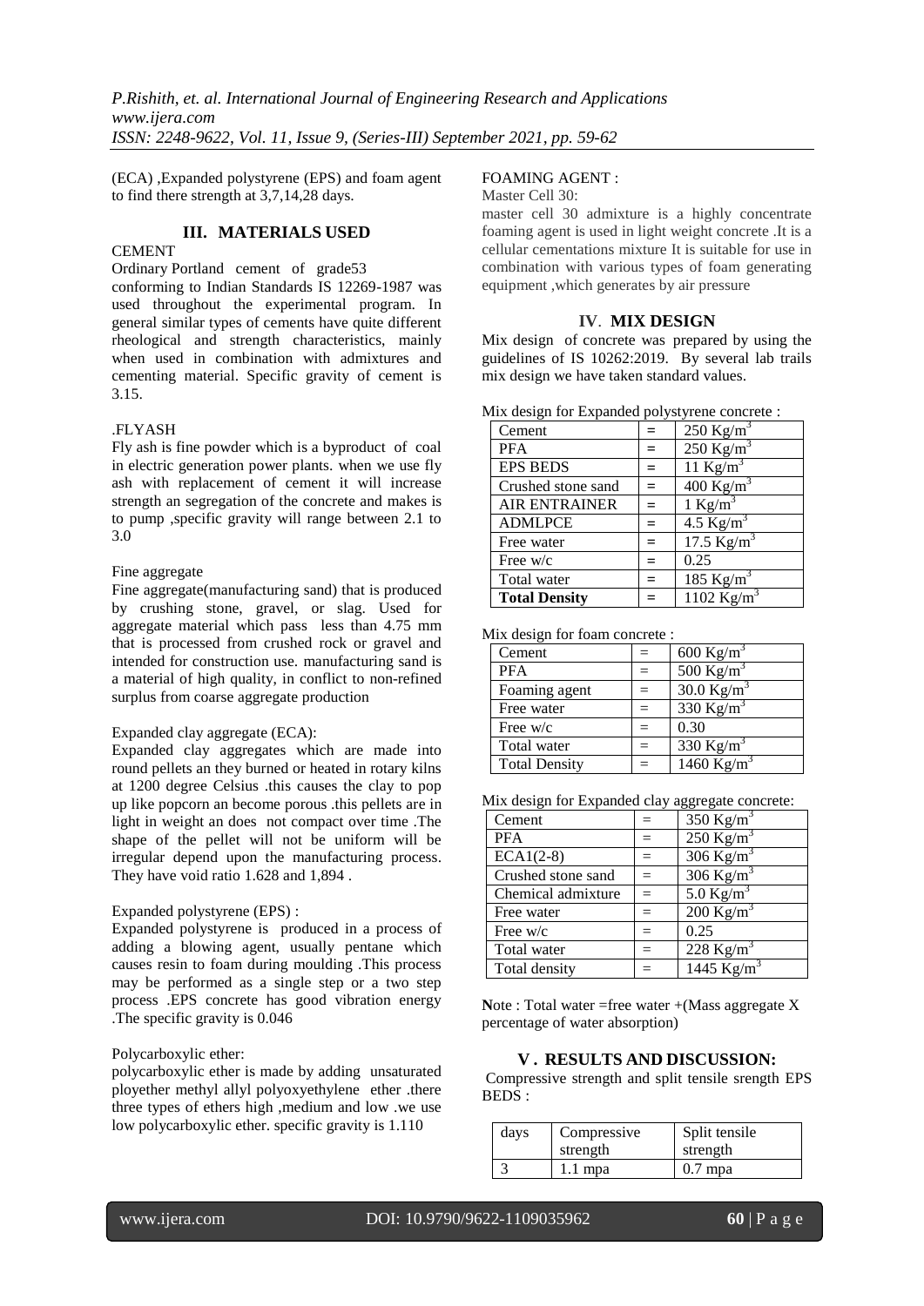(ECA) ,Expanded polystyrene (EPS) and foam agent to find there strength at 3,7,14,28 days.

## III. MATERIALS USED

CEMENT

Ordinary Portland cement of grade53 conforming to Indian Standards IS 12269-1987 was used throughout the experimental program. In general similar types of cements have quite different rheological and strength characteristics, mainly when used in combination with admixtures and cementing material. Specific gravity of cement is 3.15.

.FLYASH

Fly ash is fine powder which is a byproduct of coal in electric generation power plants. when we use fly ash with replacement of cement it will increase strength an segregation of the concrete and makes is to pump ,specific gravity will range between 2.1 to 3.0

Fine aggregate

Fine aggregate(manufacturing sand) that is produced by crushing stone, gravel, or slag. Used for aggregate material which pass less than 4.75 mm that is processed from crushed rock or gravel and intended for construction use. manufacturing sand is a material of high quality, in conflict to non-refined surplus from coarse aggregate production

Expanded clay aggregate (ECA):

Expanded clay aggregates which are made into round pellets an they burned or heated in rotary kilns at 1200 degree Celsius .this causes the clay to pop up like popcorn an become porous .this pellets are in light in weight an does not compact over time .The shape of the pellet will not be uniform will be irregular depend upon the manufacturing process. They have void ratio 1.628 and 1,894 .

Expanded polystyrene (EPS) :

Expanded polystyrene is produced in a process of adding a blowing agent, usually pentane which causes resin to foam during moulding .This process may be performed as a single step or a two step process .EPS concrete has good vibration energy .The specific gravity is 0.046

Polycarboxylic ether:

polycarboxylic ether is made by adding unsaturated ployether methyl allyl polyoxyethylene ether .there three types of ethers high ,medium and low .we use low polycarboxylic ether. specific gravity is 1.110

FOAMING AGENT :

Master Cell 30:

master cell 30 admixture is a highly concentrate foaming agent is used in light weight concrete .It is a cellular cementations mixture It is suitable for use in combination with various types of foam generating equipment ,which generates by air pressure

## IV. MIX DESIGN

Mix design of concrete was prepared by using the guidelines of IS 10262:2019. By several lab trails mix design we have taken standard values.

Mix design for Expanded polystyrene concrete :

| Cement | = | 250 Kg/m$^3$ |
|---|---|---|
| PFA | = | 250 Kg/m$^3$ |
| EPS BEDS | = | 11 Kg/m$^3$ |
| Crushed stone sand | = | 400 Kg/m$^3$ |
| AIR ENTRAINER | = | 1 Kg/m$^3$ |
| ADMLPCE | = | 4.5 Kg/m$^3$ |
| Free water | = | 17.5 Kg/m$^3$ |
| Free w/c | = | 0.25 |
| Total water | = | 185 Kg/m$^3$ |
| **Total Density** | = | 1102 Kg/m$^3$ |

Mix design for foam concrete :

| Cement | = | 600 Kg/m$^3$ |
|---|---|---|
| PFA | = | 500 Kg/m$^3$ |
| Foaming agent | = | 30.0 Kg/m$^3$ |
| Free water | = | 330 Kg/m$^3$ |
| Free w/c | = | 0.30 |
| Total water | = | 330 Kg/m$^3$ |
| Total Density | = | 1460 Kg/m$^3$ |

Mix design for Expanded clay aggregate concrete:

| Cement | = | 350 Kg/m$^3$ |
|---|---|---|
| PFA | = | 250 Kg/m$^3$ |
| ECA1(2-8) | = | 306 Kg/m$^3$ |
| Crushed stone sand | = | 306 Kg/m$^3$ |
| Chemical admixture | = | 5.0 Kg/m$^3$ |
| Free water | = | 200 Kg/m$^3$ |
| Free w/c | = | 0.25 |
| Total water | = | 228 Kg/m$^3$ |
| Total density | = | 1445 Kg/m$^3$ |

**N**ote : Total water =free water +(Mass aggregate X percentage of water absorption)

## V . RESULTS AND DISCUSSION:

Compressive strength and split tensile srength EPS BEDS :

| days | Compressive strength | Split tensile strength |
|---|---|---|
| 3 | 1.1 mpa | 0.7 mpa |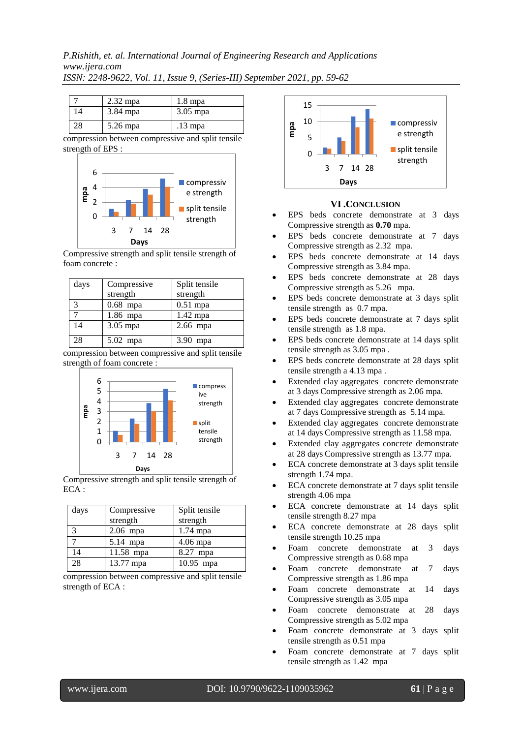| 7 | 2.32 mpa | 1.8 mpa |
|---|---|---|
| 14 | 3.84 mpa | 3.05 mpa |
| 28 | 5.26 mpa | .13 mpa |

compression between compressive and split tensile strength of EPS :

Compressive strength and split tensile strength of foam concrete :

| days | Compressive strength | Split tensile strength |
|---|---|---|
| 3 | 0.68 mpa | 0.51 mpa |
| 7 | 1.86 mpa | 1.42 mpa |
| 14 | 3.05 mpa | 2.66 mpa |
| 28 | 5.02 mpa | 3.90 mpa |

compression between compressive and split tensile strength of foam concrete :

Compressive strength and split tensile strength of ECA :

| days | Compressive strength | Split tensile strength |
|---|---|---|
| 3 | 2.06 mpa | 1.74 mpa |
| 7 | 5.14 mpa | 4.06 mpa |
| 14 | 11.58 mpa | 8.27 mpa |
| 28 | 13.77 mpa | 10.95 mpa |

compression between compressive and split tensile strength of ECA :

## VI .CONCLUSION

- EPS beds concrete demonstrate at 3 days Compressive strength as **0.70** mpa.
- EPS beds concrete demonstrate at 7 days Compressive strength as 2.32 mpa.
- EPS beds concrete demonstrate at 14 days Compressive strength as 3.84 mpa.
- EPS beds concrete demonstrate at 28 days Compressive strength as 5.26 mpa.
- EPS beds concrete demonstrate at 3 days split tensile strength as 0.7 mpa.
- EPS beds concrete demonstrate at 7 days split tensile strength as 1.8 mpa.
- EPS beds concrete demonstrate at 14 days split tensile strength as 3.05 mpa .
- EPS beds concrete demonstrate at 28 days split tensile strength a 4.13 mpa .
- Extended clay aggregates concrete demonstrate at 3 days Compressive strength as 2.06 mpa.
- Extended clay aggregates concrete demonstrate at 7 days Compressive strength as 5.14 mpa.
- Extended clay aggregates concrete demonstrate at 14 days Compressive strength as 11.58 mpa.
- Extended clay aggregates concrete demonstrate at 28 days Compressive strength as 13.77 mpa.
- ECA concrete demonstrate at 3 days split tensile strength 1.74 mpa.
- ECA concrete demonstrate at 7 days split tensile strength 4.06 mpa
- ECA concrete demonstrate at 14 days split tensile strength 8.27 mpa
- ECA concrete demonstrate at 28 days split tensile strength 10.25 mpa
- Foam concrete demonstrate at 3 days Compressive strength as 0.68 mpa
- Foam concrete demonstrate at 7 days Compressive strength as 1.86 mpa
- Foam concrete demonstrate at 14 days Compressive strength as 3.05 mpa
- Foam concrete demonstrate at 28 days Compressive strength as 5.02 mpa
- Foam concrete demonstrate at 3 days split tensile strength as 0.51 mpa
- Foam concrete demonstrate at 7 days split tensile strength as 1.42 mpa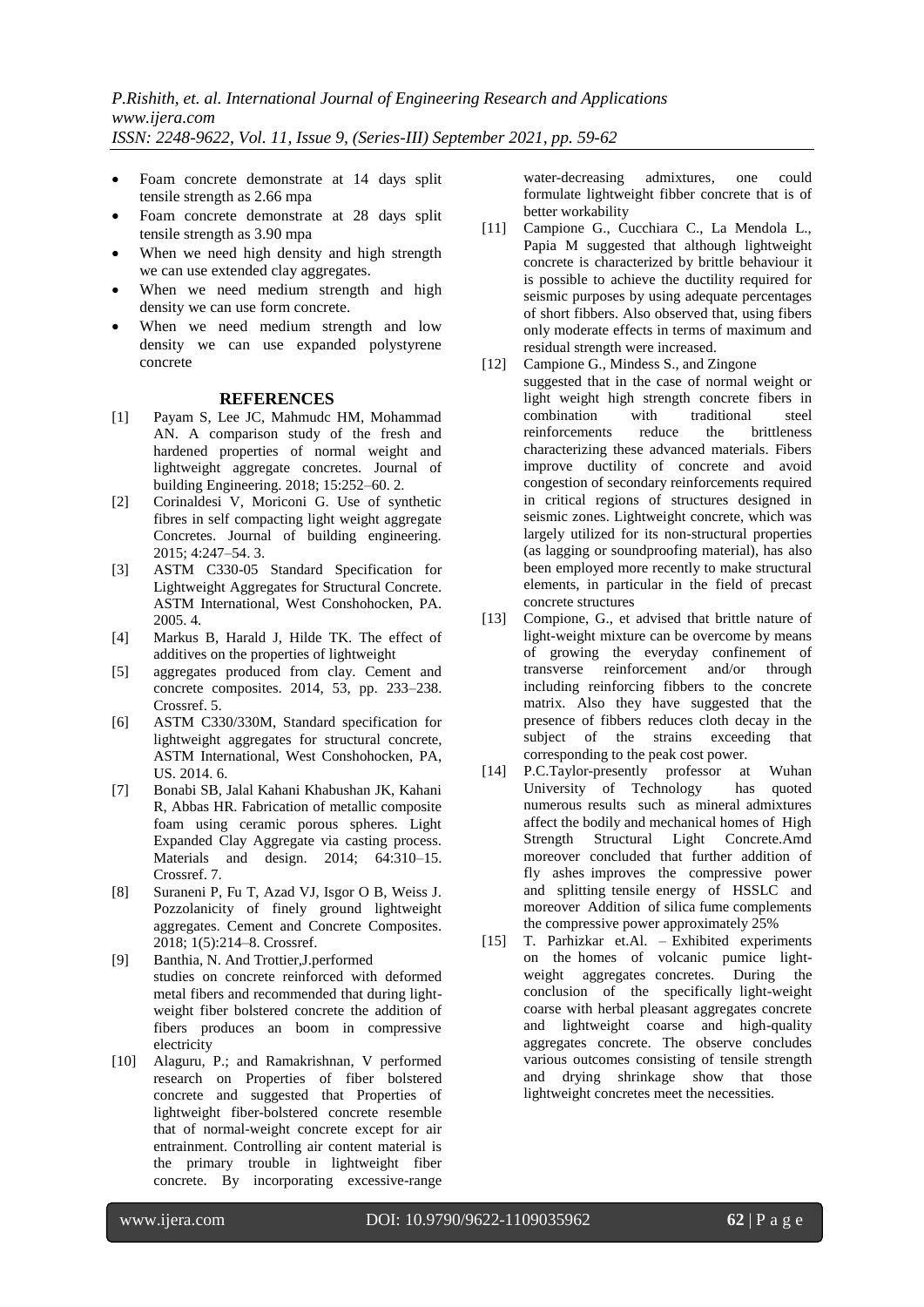- Foam concrete demonstrate at 14 days split tensile strength as 2.66 mpa
- Foam concrete demonstrate at 28 days split tensile strength as 3.90 mpa
- When we need high density and high strength we can use extended clay aggregates.
- When we need medium strength and high density we can use form concrete.
- When we need medium strength and low density we can use expanded polystyrene concrete

## REFERENCES

[1] Payam S, Lee JC, Mahmudc HM, Mohammad AN. A comparison study of the fresh and hardened properties of normal weight and lightweight aggregate concretes. Journal of building Engineering. 2018; 15:252–60. 2.

[2] Corinaldesi V, Moriconi G. Use of synthetic fibres in self compacting light weight aggregate Concretes. Journal of building engineering. 2015; 4:247–54. 3.

[3] ASTM C330-05 Standard Specification for Lightweight Aggregates for Structural Concrete. ASTM International, West Conshohocken, PA. 2005. 4.

[4] Markus B, Harald J, Hilde TK. The effect of additives on the properties of lightweight

[5] aggregates produced from clay. Cement and concrete composites. 2014, 53, pp. 233–238. Crossref. 5.

[6] ASTM C330/330M, Standard specification for lightweight aggregates for structural concrete, ASTM International, West Conshohocken, PA, US. 2014. 6.

[7] Bonabi SB, Jalal Kahani Khabushan JK, Kahani R, Abbas HR. Fabrication of metallic composite foam using ceramic porous spheres. Light Expanded Clay Aggregate via casting process. Materials and design. 2014; 64:310–15. Crossref. 7.

[8] Suraneni P, Fu T, Azad VJ, Isgor O B, Weiss J. Pozzolanicity of finely ground lightweight aggregates. Cement and Concrete Composites. 2018; 1(5):214–8. Crossref.

[9] Banthia, N. And Trottier,J.performed studies on concrete reinforced with deformed metal fibers and recommended that during light-weight fiber bolstered concrete the addition of fibers produces an boom in compressive electricity

[10] Alaguru, P.; and Ramakrishnan, V performed research on Properties of fiber bolstered concrete and suggested that Properties of lightweight fiber-bolstered concrete resemble that of normal-weight concrete except for air entrainment. Controlling air content material is the primary trouble in lightweight fiber concrete. By incorporating excessive-range water-decreasing admixtures, one could formulate lightweight fibber concrete that is of better workability

[11] Campione G., Cucchiara C., La Mendola L., Papia M suggested that although lightweight concrete is characterized by brittle behaviour it is possible to achieve the ductility required for seismic purposes by using adequate percentages of short fibbers. Also observed that, using fibers only moderate effects in terms of maximum and residual strength were increased.

[12] Campione G., Mindess S., and Zingone suggested that in the case of normal weight or light weight high strength concrete fibers in combination with traditional steel reinforcements reduce the brittleness characterizing these advanced materials. Fibers improve ductility of concrete and avoid congestion of secondary reinforcements required in critical regions of structures designed in seismic zones. Lightweight concrete, which was largely utilized for its non-structural properties (as lagging or soundproofing material), has also been employed more recently to make structural elements, in particular in the field of precast concrete structures

[13] Compione, G., et advised that brittle nature of light-weight mixture can be overcome by means of growing the everyday confinement of transverse reinforcement and/or through including reinforcing fibbers to the concrete matrix. Also they have suggested that the presence of fibbers reduces cloth decay in the subject of the strains exceeding that corresponding to the peak cost power.

[14] P.C.Taylor-presently professor at Wuhan University of Technology has quoted numerous results such as mineral admixtures affect the bodily and mechanical homes of High Strength Structural Light Concrete.Amd moreover concluded that further addition of fly ashes improves the compressive power and splitting tensile energy of HSSLC and moreover Addition of silica fume complements the compressive power approximately 25%

[15] T. Parhizkar et.Al. – Exhibited experiments on the homes of volcanic pumice light-weight aggregates concretes. During the conclusion of the specifically light-weight coarse with herbal pleasant aggregates concrete and lightweight coarse and high-quality aggregates concrete. The observe concludes various outcomes consisting of tensile strength and drying shrinkage show that those lightweight concretes meet the necessities.